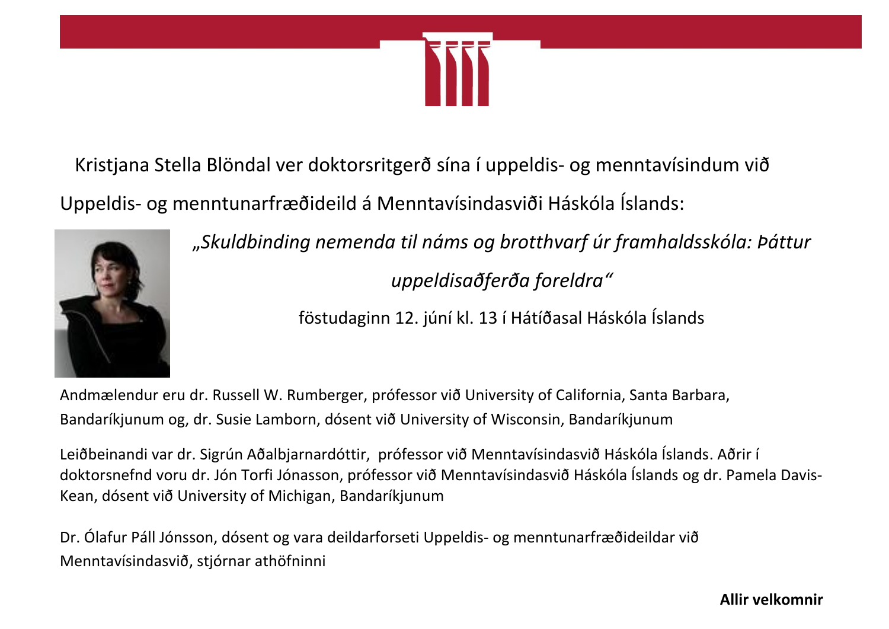Kristjana Stella Blöndal ver doktorsritgerð sína í uppeldis- og menntavísindum við Uppeldis- og menntunarfræðideild á Menntavísindasviði Háskóla Íslands:

*„Skuldbinding nemenda til náms og brotthvarf úr framhaldsskóla: Þáttur uppeldisaðferða foreldra“*

föstudaginn 12. júní kl. 13 í Hátíðasal Háskóla Íslands

Andmælendur eru dr. Russell W. Rumberger, prófessor við University of California, Santa Barbara, Bandaríkjunum og, dr. Susie Lamborn, dósent við University of Wisconsin, Bandaríkjunum

Leiðbeinandi var dr. Sigrún Aðalbjarnardóttir, prófessor við Menntavísindasvið Háskóla Íslands. Aðrir í doktorsnefnd voru dr. Jón Torfi Jónasson, prófessor við Menntavísindasvið Háskóla Íslands og dr. Pamela Davis-Kean, dósent við University of Michigan, Bandaríkjunum

Dr. Ólafur Páll Jónsson, dósent og vara deildarforseti Uppeldis- og menntunarfræðideildar við Menntavísindasvið, stjórnar athöfninni

**Allir velkomnir**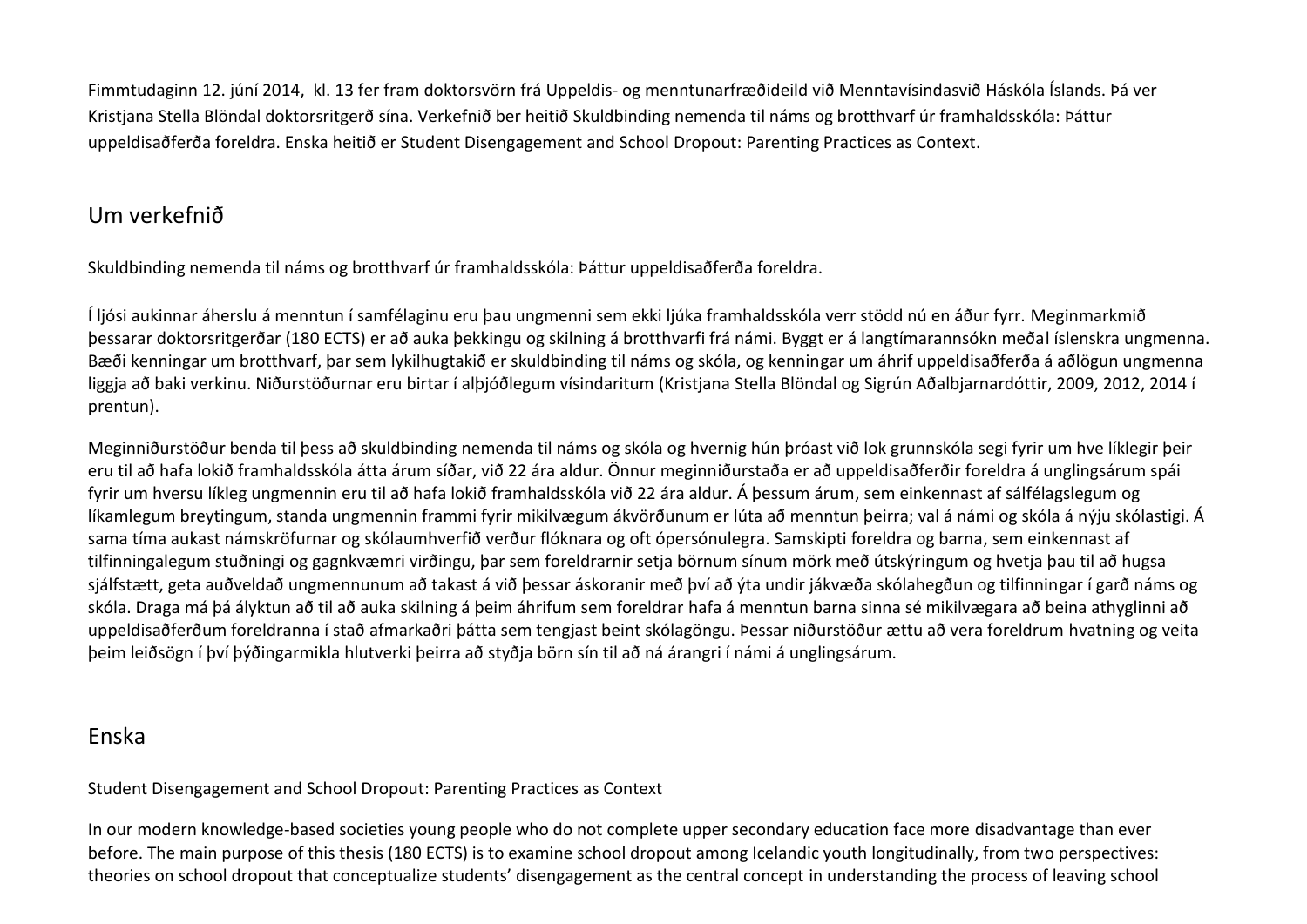Fimmtudaginn 12. júní 2014, kl. 13 fer fram doktorsvörn frá Uppeldis- og menntunarfræðideild við Menntavísindasvið Háskóla Íslands. Þá ver Kristjana Stella Blöndal doktorsritgerð sína. Verkefnið ber heitið Skuldbinding nemenda til náms og brotthvarf úr framhaldsskóla: Þáttur uppeldisaðferða foreldra. Enska heitið er Student Disengagement and School Dropout: Parenting Practices as Context.

## Um verkefnið

Skuldbinding nemenda til náms og brotthvarf úr framhaldsskóla: Þáttur uppeldisaðferða foreldra.

Í ljósi aukinnar áherslu á menntun í samfélaginu eru þau ungmenni sem ekki ljúka framhaldsskóla verr stödd nú en áður fyrr. Meginmarkmið þessarar doktorsritgerðar (180 ECTS) er að auka þekkingu og skilning á brotthvarfi frá námi. Byggt er á langtímarannsókn meðal íslenskra ungmenna. Bæði kenningar um brotthvarf, þar sem lykilhugtakið er skuldbinding til náms og skóla, og kenningar um áhrif uppeldisaðferða á aðlögun ungmenna liggja að baki verkinu. Niðurstöðurnar eru birtar í alþjóðlegum vísindaritum (Kristjana Stella Blöndal og Sigrún Aðalbjarnardóttir, 2009, 2012, 2014 í prentun).

Meginniðurstöður benda til þess að skuldbinding nemenda til náms og skóla og hvernig hún þróast við lok grunnskóla segi fyrir um hve líklegir þeir eru til að hafa lokið framhaldsskóla átta árum síðar, við 22 ára aldur. Önnur meginniðurstaða er að uppeldisaðferðir foreldra á unglingsárum spái fyrir um hversu líkleg ungmennin eru til að hafa lokið framhaldsskóla við 22 ára aldur. Á þessum árum, sem einkennast af sálfélagslegum og líkamlegum breytingum, standa ungmennin frammi fyrir mikilvægum ákvörðunum er lúta að menntun þeirra; val á námi og skóla á nýju skólastigi. Á sama tíma aukast námskröfurnar og skólaumhverfið verður flóknara og oft ópersónulegra. Samskipti foreldra og barna, sem einkennast af tilfinningalegum stuðningi og gagnkvæmri virðingu, þar sem foreldrarnir setja börnum sínum mörk með útskýringum og hvetja þau til að hugsa sjálfstætt, geta auðveldað ungmennunum að takast á við þessar áskoranir með því að ýta undir jákvæða skólahegðun og tilfinningar í garð náms og skóla. Draga má þá ályktun að til að auka skilning á þeim áhrifum sem foreldrar hafa á menntun barna sinna sé mikilvægara að beina athyglinni að uppeldisaðferðum foreldranna í stað afmarkaðri þátta sem tengjast beint skólagöngu. Þessar niðurstöður ættu að vera foreldrum hvatning og veita þeim leiðsögn í því þýðingarmikla hlutverki þeirra að styðja börn sín til að ná árangri í námi á unglingsárum.

## Enska

Student Disengagement and School Dropout: Parenting Practices as Context

In our modern knowledge-based societies young people who do not complete upper secondary education face more disadvantage than ever before. The main purpose of this thesis (180 ECTS) is to examine school dropout among Icelandic youth longitudinally, from two perspectives: theories on school dropout that conceptualize students' disengagement as the central concept in understanding the process of leaving school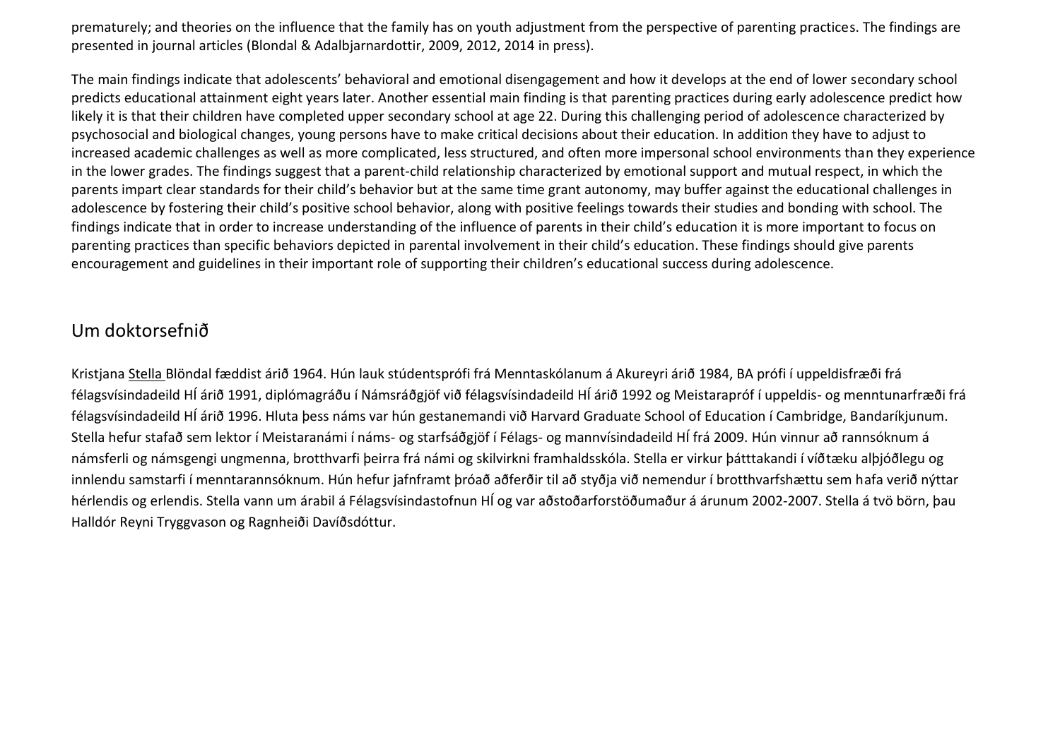prematurely; and theories on the influence that the family has on youth adjustment from the perspective of parenting practices. The findings are presented in journal articles (Blondal & Adalbjarnardottir, 2009, 2012, 2014 in press).

The main findings indicate that adolescents' behavioral and emotional disengagement and how it develops at the end of lower secondary school predicts educational attainment eight years later. Another essential main finding is that parenting practices during early adolescence predict how likely it is that their children have completed upper secondary school at age 22. During this challenging period of adolescence characterized by psychosocial and biological changes, young persons have to make critical decisions about their education. In addition they have to adjust to increased academic challenges as well as more complicated, less structured, and often more impersonal school environments than they experience in the lower grades. The findings suggest that a parent-child relationship characterized by emotional support and mutual respect, in which the parents impart clear standards for their child's behavior but at the same time grant autonomy, may buffer against the educational challenges in adolescence by fostering their child's positive school behavior, along with positive feelings towards their studies and bonding with school. The findings indicate that in order to increase understanding of the influence of parents in their child's education it is more important to focus on parenting practices than specific behaviors depicted in parental involvement in their child's education. These findings should give parents encouragement and guidelines in their important role of supporting their children's educational success during adolescence.

## Um doktorsefnið

Kristjana Stella Blöndal fæddist árið 1964. Hún lauk stúdentsprófi frá Menntaskólanum á Akureyri árið 1984, BA prófi í uppeldisfræði frá félagsvísindadeild HÍ árið 1991, diplómagráðu í Námsráðgjöf við félagsvísindadeild HÍ árið 1992 og Meistarapróf í uppeldis- og menntunarfræði frá félagsvísindadeild HÍ árið 1996. Hluta þess náms var hún gestanemandi við Harvard Graduate School of Education í Cambridge, Bandaríkjunum. Stella hefur stafað sem lektor í Meistaranámi í náms- og starfsáðgjöf í Félags- og mannvísindadeild HÍ frá 2009. Hún vinnur að rannsóknum á námsferli og námsgengi ungmenna, brotthvarfi þeirra frá námi og skilvirkni framhaldsskóla. Stella er virkur þátttakandi í víðtæku alþjóðlegu og innlendu samstarfi í menntarannsóknum. Hún hefur jafnframt þróað aðferðir til að styðja við nemendur í brotthvarfshættu sem hafa verið nýttar hérlendis og erlendis. Stella vann um árabil á Félagsvísindastofnun HÍ og var aðstoðarforstöðumaður á árunum 2002-2007. Stella á tvö börn, þau Halldór Reyni Tryggvason og Ragnheiði Davíðsdóttur.